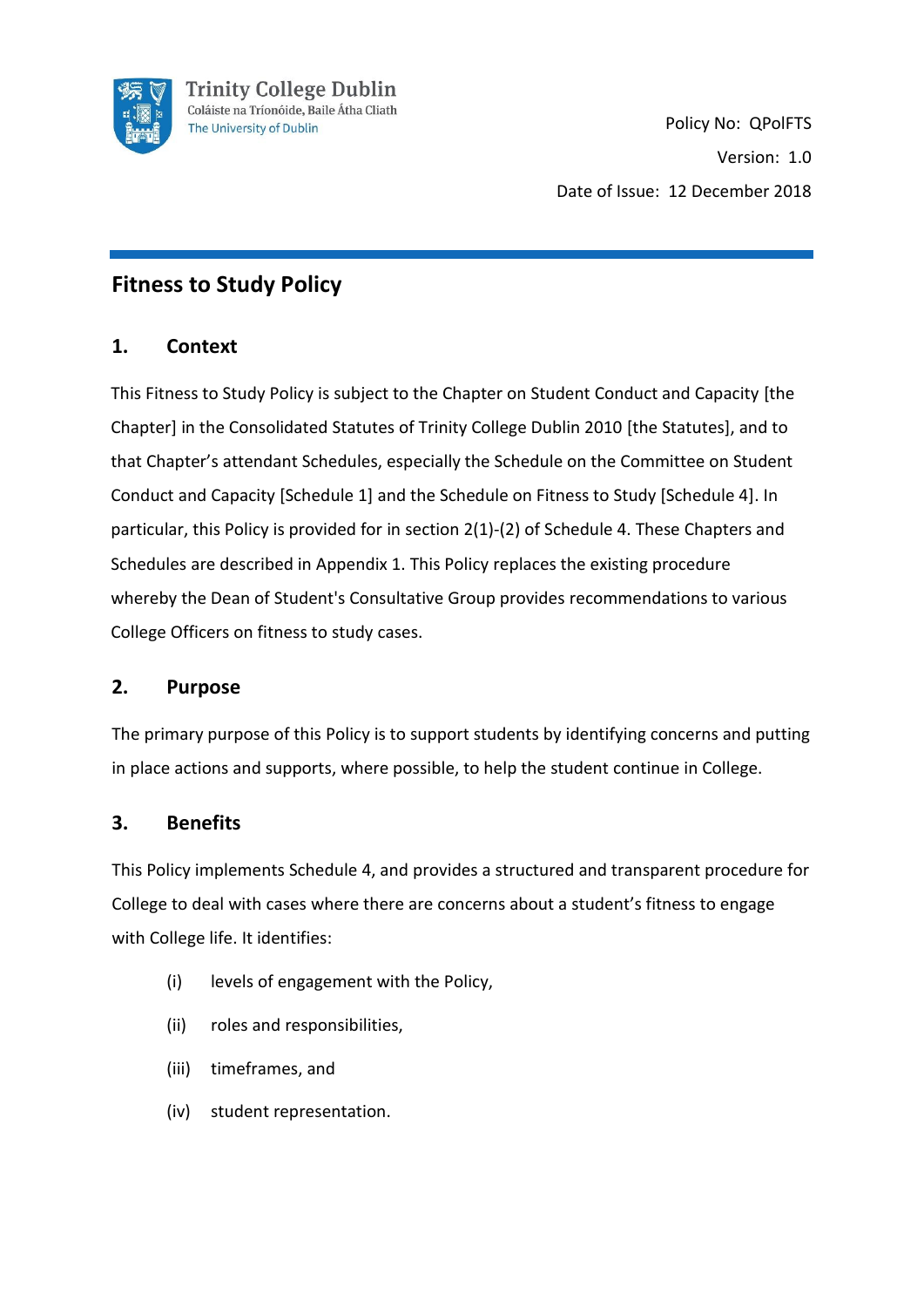Trinity College Dublin
Coláiste na Tríonóide, Baile Átha Cliath
The University of Dublin

Policy No: QPolFTS

Version: 1.0

Date of Issue: 12 December 2018

# Fitness to Study Policy

## 1. Context

This Fitness to Study Policy is subject to the Chapter on Student Conduct and Capacity [the Chapter] in the Consolidated Statutes of Trinity College Dublin 2010 [the Statutes], and to that Chapter's attendant Schedules, especially the Schedule on the Committee on Student Conduct and Capacity [Schedule 1] and the Schedule on Fitness to Study [Schedule 4]. In particular, this Policy is provided for in section 2(1)-(2) of Schedule 4. These Chapters and Schedules are described in Appendix 1. This Policy replaces the existing procedure whereby the Dean of Student's Consultative Group provides recommendations to various College Officers on fitness to study cases.

## 2. Purpose

The primary purpose of this Policy is to support students by identifying concerns and putting in place actions and supports, where possible, to help the student continue in College.

## 3. Benefits

This Policy implements Schedule 4, and provides a structured and transparent procedure for College to deal with cases where there are concerns about a student's fitness to engage with College life. It identifies:

(i) levels of engagement with the Policy,

(ii) roles and responsibilities,

(iii) timeframes, and

(iv) student representation.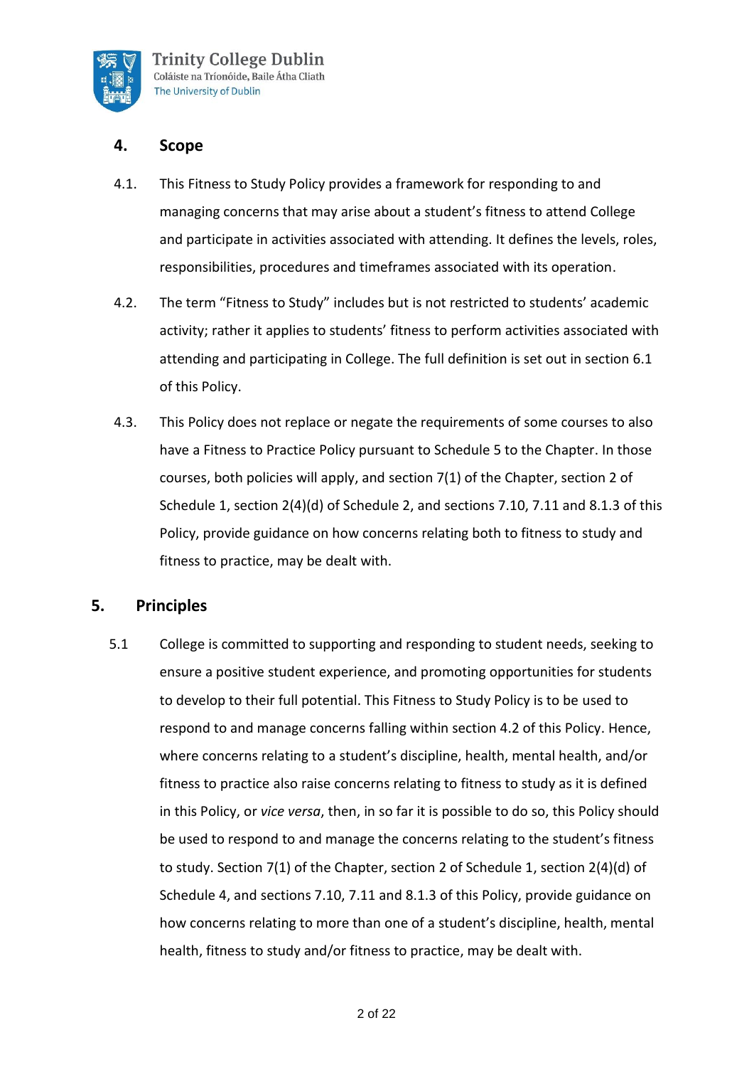## 4. Scope

4.1. This Fitness to Study Policy provides a framework for responding to and managing concerns that may arise about a student's fitness to attend College and participate in activities associated with attending. It defines the levels, roles, responsibilities, procedures and timeframes associated with its operation.

4.2. The term "Fitness to Study" includes but is not restricted to students' academic activity; rather it applies to students' fitness to perform activities associated with attending and participating in College. The full definition is set out in section 6.1 of this Policy.

4.3. This Policy does not replace or negate the requirements of some courses to also have a Fitness to Practice Policy pursuant to Schedule 5 to the Chapter. In those courses, both policies will apply, and section 7(1) of the Chapter, section 2 of Schedule 1, section 2(4)(d) of Schedule 2, and sections 7.10, 7.11 and 8.1.3 of this Policy, provide guidance on how concerns relating both to fitness to study and fitness to practice, may be dealt with.

## 5. Principles

5.1 College is committed to supporting and responding to student needs, seeking to ensure a positive student experience, and promoting opportunities for students to develop to their full potential. This Fitness to Study Policy is to be used to respond to and manage concerns falling within section 4.2 of this Policy. Hence, where concerns relating to a student's discipline, health, mental health, and/or fitness to practice also raise concerns relating to fitness to study as it is defined in this Policy, or *vice versa*, then, in so far it is possible to do so, this Policy should be used to respond to and manage the concerns relating to the student's fitness to study. Section 7(1) of the Chapter, section 2 of Schedule 1, section 2(4)(d) of Schedule 4, and sections 7.10, 7.11 and 8.1.3 of this Policy, provide guidance on how concerns relating to more than one of a student's discipline, health, mental health, fitness to study and/or fitness to practice, may be dealt with.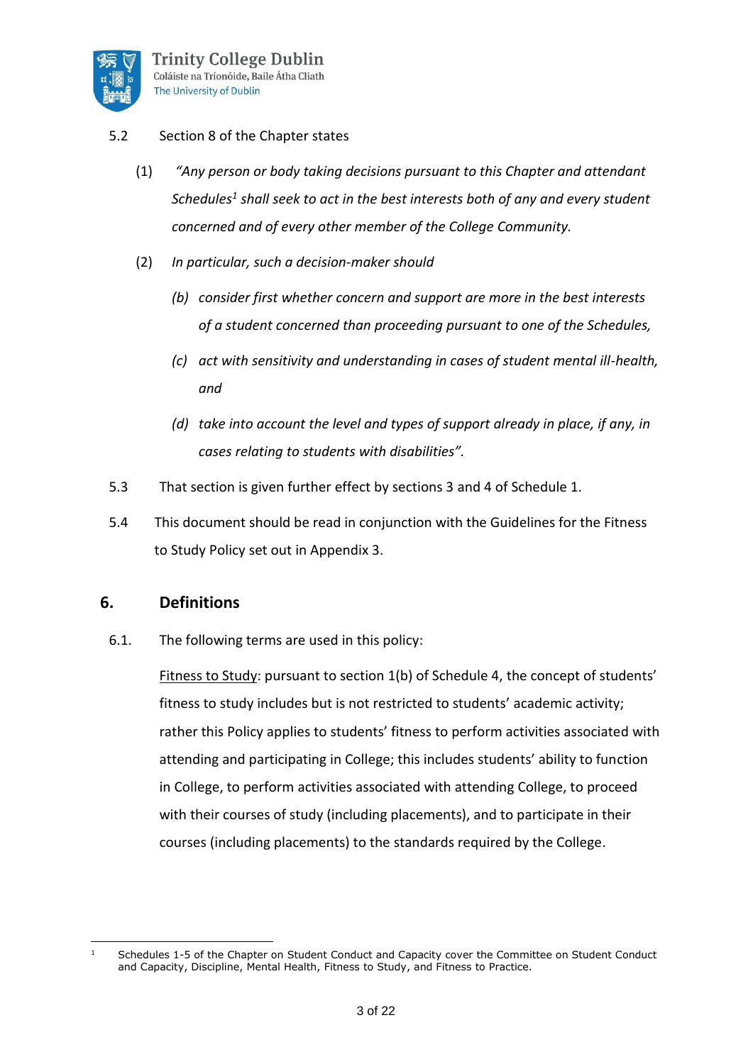5.2 Section 8 of the Chapter states

(1) *"Any person or body taking decisions pursuant to this Chapter and attendant Schedules*[1] *shall seek to act in the best interests both of any and every student concerned and of every other member of the College Community.*

(2) *In particular, such a decision-maker should*

*(b) consider first whether concern and support are more in the best interests of a student concerned than proceeding pursuant to one of the Schedules,*

*(c) act with sensitivity and understanding in cases of student mental ill-health, and*

*(d) take into account the level and types of support already in place, if any, in cases relating to students with disabilities".*

5.3 That section is given further effect by sections 3 and 4 of Schedule 1.

5.4 This document should be read in conjunction with the Guidelines for the Fitness to Study Policy set out in Appendix 3.

## 6. Definitions

6.1. The following terms are used in this policy:

Fitness to Study: pursuant to section 1(b) of Schedule 4, the concept of students' fitness to study includes but is not restricted to students' academic activity; rather this Policy applies to students' fitness to perform activities associated with attending and participating in College; this includes students' ability to function in College, to perform activities associated with attending College, to proceed with their courses of study (including placements), and to participate in their courses (including placements) to the standards required by the College.

---

[1] Schedules 1-5 of the Chapter on Student Conduct and Capacity cover the Committee on Student Conduct and Capacity, Discipline, Mental Health, Fitness to Study, and Fitness to Practice.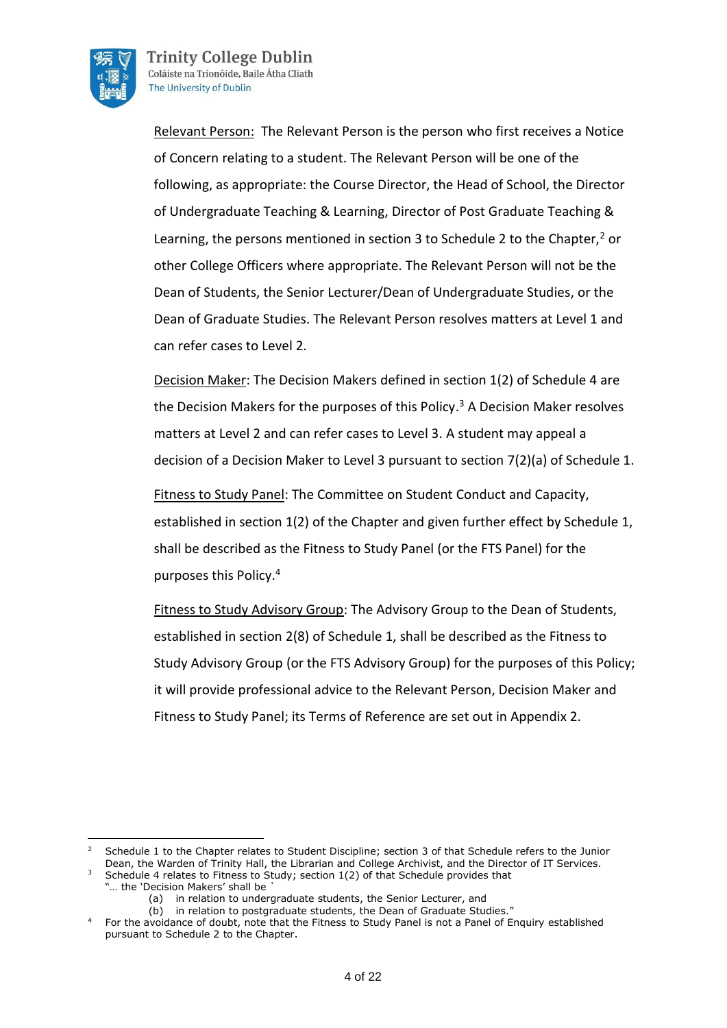Relevant Person: The Relevant Person is the person who first receives a Notice of Concern relating to a student. The Relevant Person will be one of the following, as appropriate: the Course Director, the Head of School, the Director of Undergraduate Teaching & Learning, Director of Post Graduate Teaching & Learning, the persons mentioned in section 3 to Schedule 2 to the Chapter,[2] or other College Officers where appropriate. The Relevant Person will not be the Dean of Students, the Senior Lecturer/Dean of Undergraduate Studies, or the Dean of Graduate Studies. The Relevant Person resolves matters at Level 1 and can refer cases to Level 2.

Decision Maker: The Decision Makers defined in section 1(2) of Schedule 4 are the Decision Makers for the purposes of this Policy.[3] A Decision Maker resolves matters at Level 2 and can refer cases to Level 3. A student may appeal a decision of a Decision Maker to Level 3 pursuant to section 7(2)(a) of Schedule 1.

Fitness to Study Panel: The Committee on Student Conduct and Capacity, established in section 1(2) of the Chapter and given further effect by Schedule 1, shall be described as the Fitness to Study Panel (or the FTS Panel) for the purposes this Policy.[4]

Fitness to Study Advisory Group: The Advisory Group to the Dean of Students, established in section 2(8) of Schedule 1, shall be described as the Fitness to Study Advisory Group (or the FTS Advisory Group) for the purposes of this Policy; it will provide professional advice to the Relevant Person, Decision Maker and Fitness to Study Panel; its Terms of Reference are set out in Appendix 2.

---

[2] Schedule 1 to the Chapter relates to Student Discipline; section 3 of that Schedule refers to the Junior Dean, the Warden of Trinity Hall, the Librarian and College Archivist, and the Director of IT Services.

[3] Schedule 4 relates to Fitness to Study; section 1(2) of that Schedule provides that "… the 'Decision Makers' shall be `
(a) in relation to undergraduate students, the Senior Lecturer, and
(b) in relation to postgraduate students, the Dean of Graduate Studies."

[4] For the avoidance of doubt, note that the Fitness to Study Panel is not a Panel of Enquiry established pursuant to Schedule 2 to the Chapter.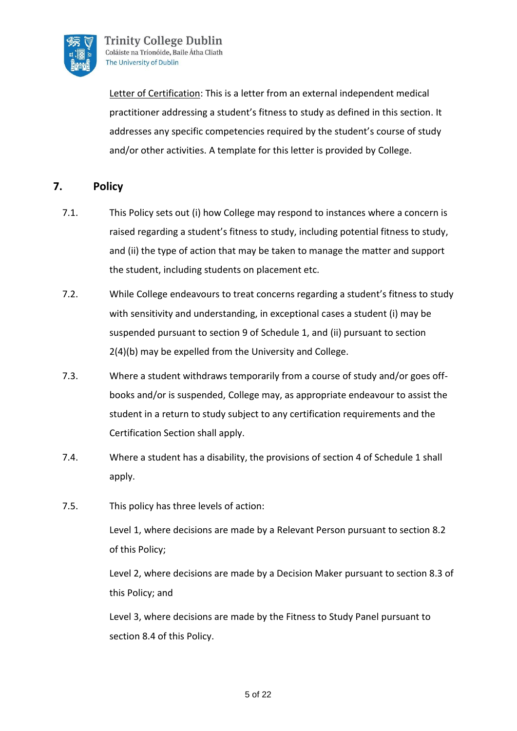<u>Letter of Certification</u>: This is a letter from an external independent medical practitioner addressing a student's fitness to study as defined in this section. It addresses any specific competencies required by the student's course of study and/or other activities. A template for this letter is provided by College.

## 7. Policy

7.1. This Policy sets out (i) how College may respond to instances where a concern is raised regarding a student's fitness to study, including potential fitness to study, and (ii) the type of action that may be taken to manage the matter and support the student, including students on placement etc.

7.2. While College endeavours to treat concerns regarding a student's fitness to study with sensitivity and understanding, in exceptional cases a student (i) may be suspended pursuant to section 9 of Schedule 1, and (ii) pursuant to section 2(4)(b) may be expelled from the University and College.

7.3. Where a student withdraws temporarily from a course of study and/or goes off-books and/or is suspended, College may, as appropriate endeavour to assist the student in a return to study subject to any certification requirements and the Certification Section shall apply.

7.4. Where a student has a disability, the provisions of section 4 of Schedule 1 shall apply.

7.5. This policy has three levels of action:

Level 1, where decisions are made by a Relevant Person pursuant to section 8.2 of this Policy;

Level 2, where decisions are made by a Decision Maker pursuant to section 8.3 of this Policy; and

Level 3, where decisions are made by the Fitness to Study Panel pursuant to section 8.4 of this Policy.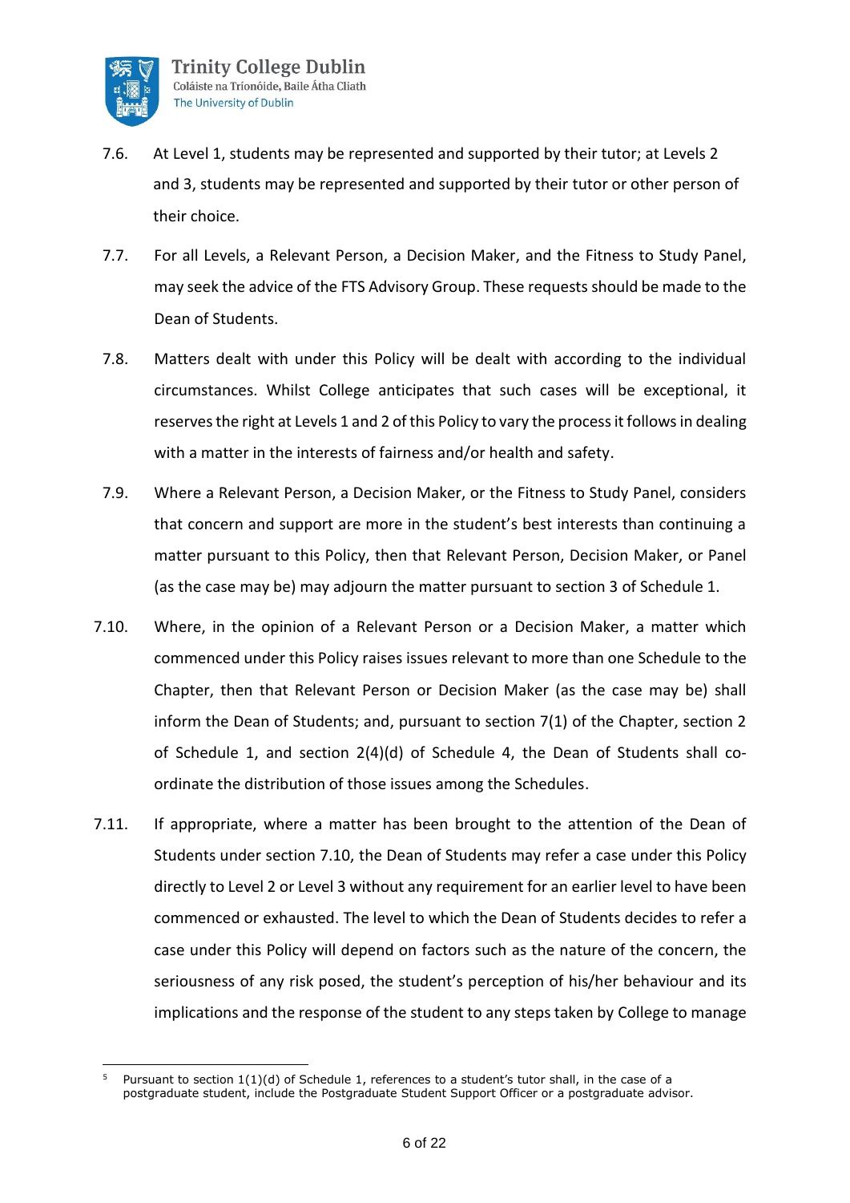7.6. At Level 1, students may be represented and supported by their tutor; at Levels 2 and 3, students may be represented and supported by their tutor or other person of their choice.

7.7. For all Levels, a Relevant Person, a Decision Maker, and the Fitness to Study Panel, may seek the advice of the FTS Advisory Group. These requests should be made to the Dean of Students.

7.8. Matters dealt with under this Policy will be dealt with according to the individual circumstances. Whilst College anticipates that such cases will be exceptional, it reserves the right at Levels 1 and 2 of this Policy to vary the process it follows in dealing with a matter in the interests of fairness and/or health and safety.

7.9. Where a Relevant Person, a Decision Maker, or the Fitness to Study Panel, considers that concern and support are more in the student's best interests than continuing a matter pursuant to this Policy, then that Relevant Person, Decision Maker, or Panel (as the case may be) may adjourn the matter pursuant to section 3 of Schedule 1.

7.10. Where, in the opinion of a Relevant Person or a Decision Maker, a matter which commenced under this Policy raises issues relevant to more than one Schedule to the Chapter, then that Relevant Person or Decision Maker (as the case may be) shall inform the Dean of Students; and, pursuant to section 7(1) of the Chapter, section 2 of Schedule 1, and section 2(4)(d) of Schedule 4, the Dean of Students shall co-ordinate the distribution of those issues among the Schedules.

7.11. If appropriate, where a matter has been brought to the attention of the Dean of Students under section 7.10, the Dean of Students may refer a case under this Policy directly to Level 2 or Level 3 without any requirement for an earlier level to have been commenced or exhausted. The level to which the Dean of Students decides to refer a case under this Policy will depend on factors such as the nature of the concern, the seriousness of any risk posed, the student's perception of his/her behaviour and its implications and the response of the student to any steps taken by College to manage

---

[5] Pursuant to section 1(1)(d) of Schedule 1, references to a student's tutor shall, in the case of a postgraduate student, include the Postgraduate Student Support Officer or a postgraduate advisor.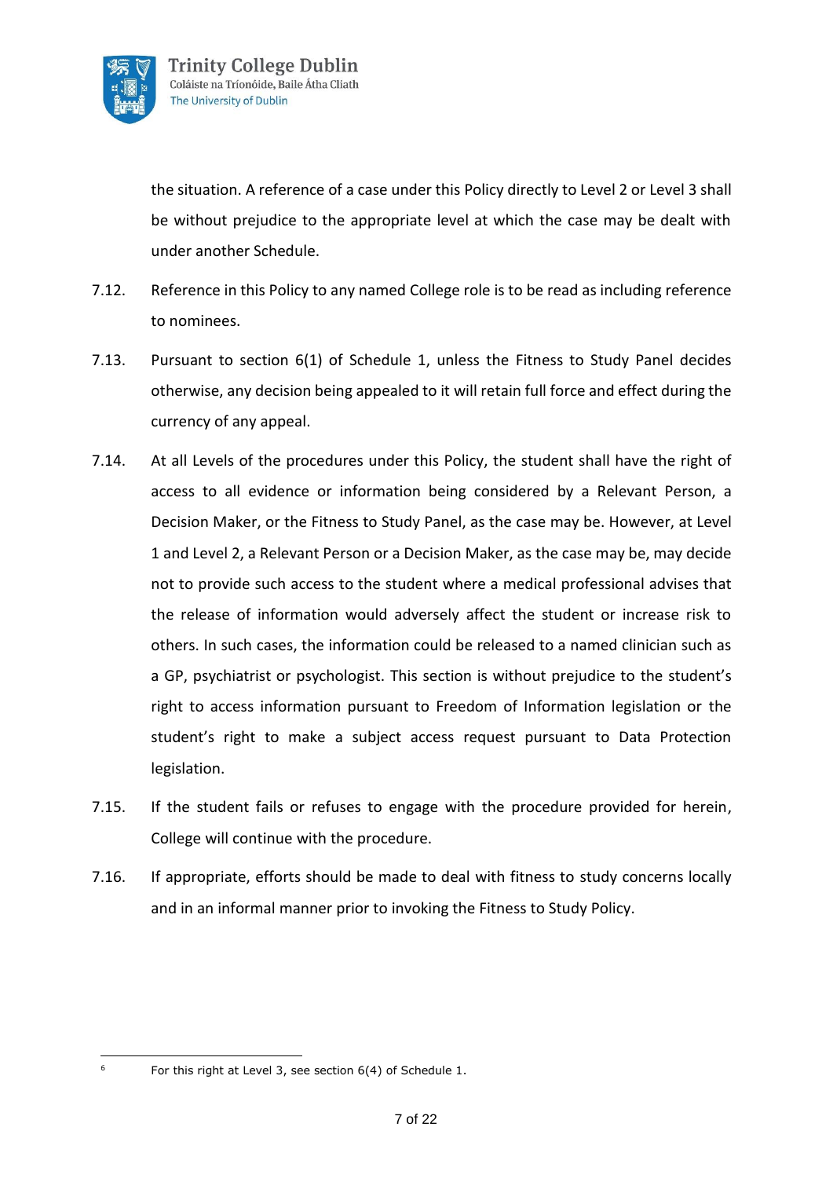the situation. A reference of a case under this Policy directly to Level 2 or Level 3 shall be without prejudice to the appropriate level at which the case may be dealt with under another Schedule.

7.12. Reference in this Policy to any named College role is to be read as including reference to nominees.

7.13. Pursuant to section 6(1) of Schedule 1, unless the Fitness to Study Panel decides otherwise, any decision being appealed to it will retain full force and effect during the currency of any appeal.

7.14. At all Levels of the procedures under this Policy, the student shall have the right of access to all evidence or information being considered by a Relevant Person, a Decision Maker, or the Fitness to Study Panel, as the case may be. However, at Level 1 and Level 2, a Relevant Person or a Decision Maker, as the case may be, may decide not to provide such access to the student where a medical professional advises that the release of information would adversely affect the student or increase risk to others. In such cases, the information could be released to a named clinician such as a GP, psychiatrist or psychologist. This section is without prejudice to the student's right to access information pursuant to Freedom of Information legislation or the student's right to make a subject access request pursuant to Data Protection legislation.

7.15. If the student fails or refuses to engage with the procedure provided for herein, College will continue with the procedure.

7.16. If appropriate, efforts should be made to deal with fitness to study concerns locally and in an informal manner prior to invoking the Fitness to Study Policy.

---

[6] For this right at Level 3, see section 6(4) of Schedule 1.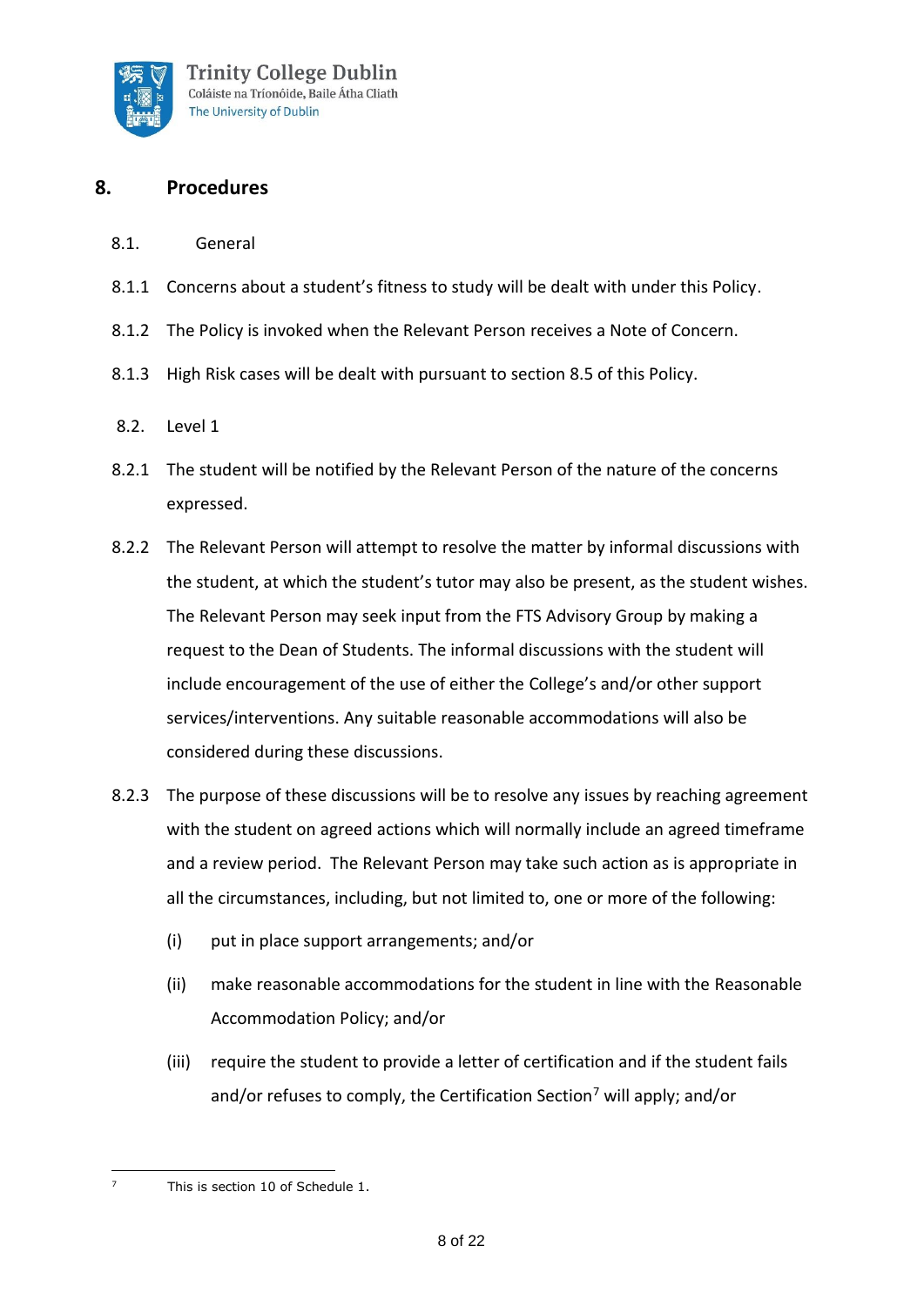## 8. Procedures

8.1. General

8.1.1 Concerns about a student's fitness to study will be dealt with under this Policy.

8.1.2 The Policy is invoked when the Relevant Person receives a Note of Concern.

8.1.3 High Risk cases will be dealt with pursuant to section 8.5 of this Policy.

8.2. Level 1

8.2.1 The student will be notified by the Relevant Person of the nature of the concerns expressed.

8.2.2 The Relevant Person will attempt to resolve the matter by informal discussions with the student, at which the student's tutor may also be present, as the student wishes. The Relevant Person may seek input from the FTS Advisory Group by making a request to the Dean of Students. The informal discussions with the student will include encouragement of the use of either the College's and/or other support services/interventions. Any suitable reasonable accommodations will also be considered during these discussions.

8.2.3 The purpose of these discussions will be to resolve any issues by reaching agreement with the student on agreed actions which will normally include an agreed timeframe and a review period. The Relevant Person may take such action as is appropriate in all the circumstances, including, but not limited to, one or more of the following:

(i) put in place support arrangements; and/or

(ii) make reasonable accommodations for the student in line with the Reasonable Accommodation Policy; and/or

(iii) require the student to provide a letter of certification and if the student fails and/or refuses to comply, the Certification Section[7] will apply; and/or

[7] This is section 10 of Schedule 1.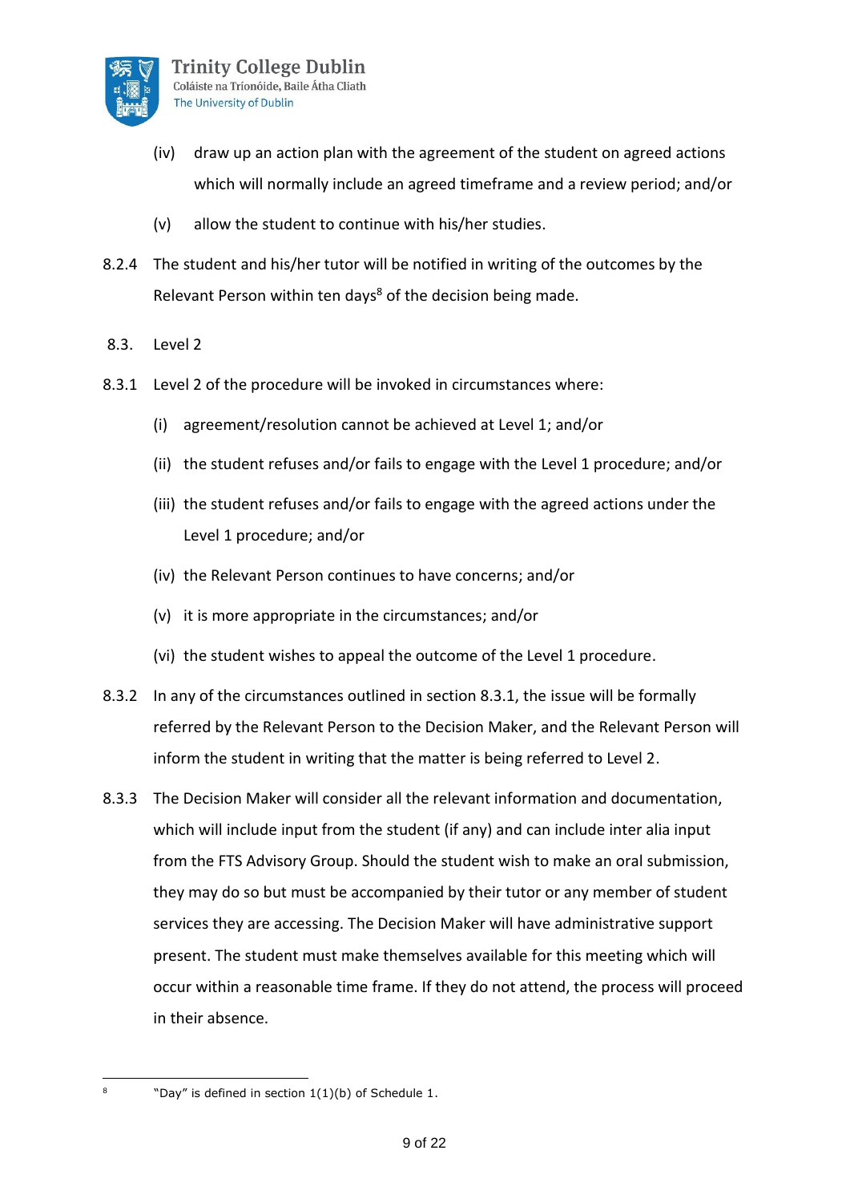(iv) draw up an action plan with the agreement of the student on agreed actions which will normally include an agreed timeframe and a review period; and/or

(v) allow the student to continue with his/her studies.

8.2.4 The student and his/her tutor will be notified in writing of the outcomes by the Relevant Person within ten days[8] of the decision being made.

8.3. Level 2

8.3.1 Level 2 of the procedure will be invoked in circumstances where:

(i) agreement/resolution cannot be achieved at Level 1; and/or

(ii) the student refuses and/or fails to engage with the Level 1 procedure; and/or

(iii) the student refuses and/or fails to engage with the agreed actions under the Level 1 procedure; and/or

(iv) the Relevant Person continues to have concerns; and/or

(v) it is more appropriate in the circumstances; and/or

(vi) the student wishes to appeal the outcome of the Level 1 procedure.

8.3.2 In any of the circumstances outlined in section 8.3.1, the issue will be formally referred by the Relevant Person to the Decision Maker, and the Relevant Person will inform the student in writing that the matter is being referred to Level 2.

8.3.3 The Decision Maker will consider all the relevant information and documentation, which will include input from the student (if any) and can include inter alia input from the FTS Advisory Group. Should the student wish to make an oral submission, they may do so but must be accompanied by their tutor or any member of student services they are accessing. The Decision Maker will have administrative support present. The student must make themselves available for this meeting which will occur within a reasonable time frame. If they do not attend, the process will proceed in their absence.

---

[8] "Day" is defined in section 1(1)(b) of Schedule 1.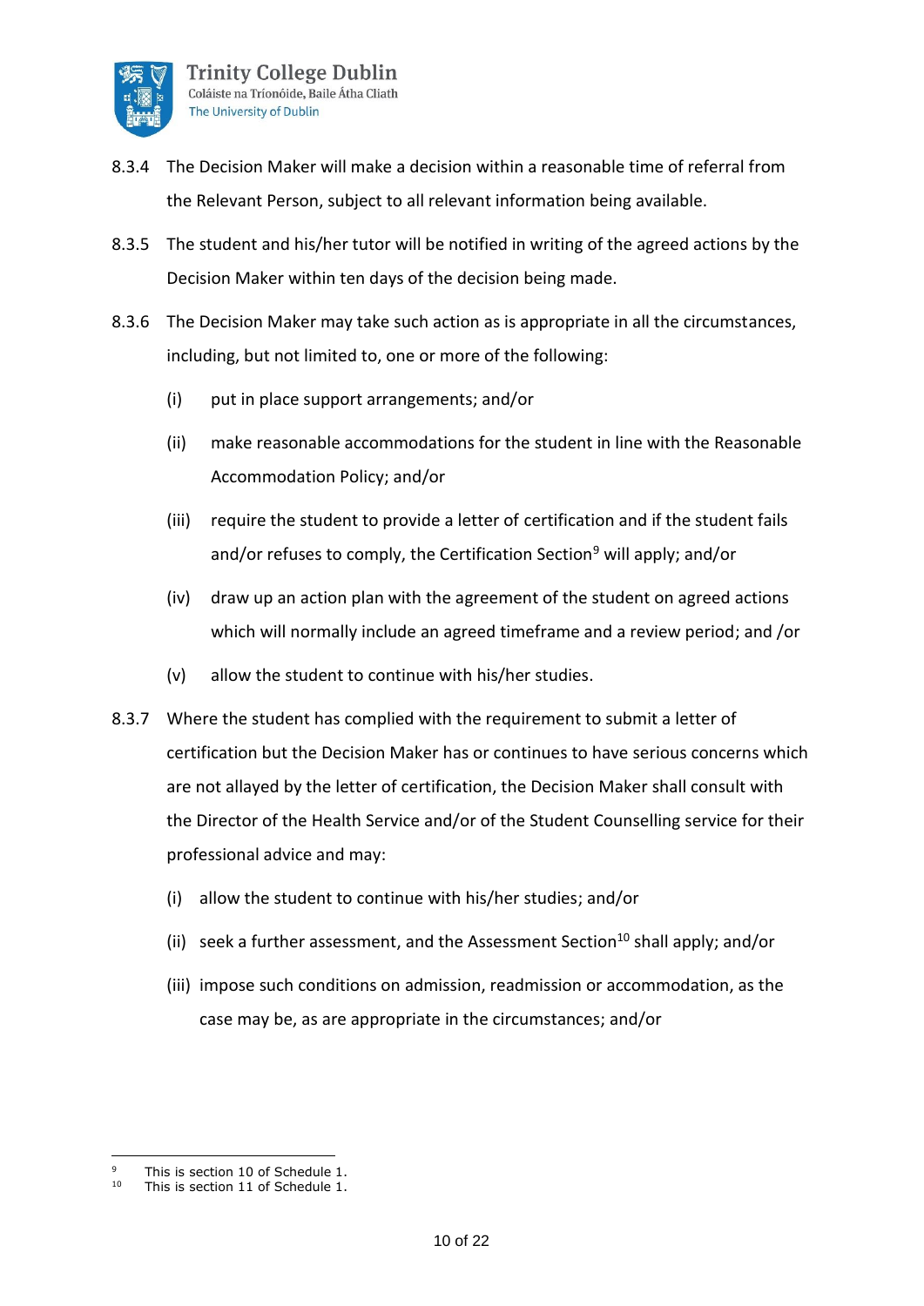8.3.4 The Decision Maker will make a decision within a reasonable time of referral from the Relevant Person, subject to all relevant information being available.

8.3.5 The student and his/her tutor will be notified in writing of the agreed actions by the Decision Maker within ten days of the decision being made.

8.3.6 The Decision Maker may take such action as is appropriate in all the circumstances, including, but not limited to, one or more of the following:

- (i) put in place support arrangements; and/or
- (ii) make reasonable accommodations for the student in line with the Reasonable Accommodation Policy; and/or
- (iii) require the student to provide a letter of certification and if the student fails and/or refuses to comply, the Certification Section[9] will apply; and/or
- (iv) draw up an action plan with the agreement of the student on agreed actions which will normally include an agreed timeframe and a review period; and /or
- (v) allow the student to continue with his/her studies.

8.3.7 Where the student has complied with the requirement to submit a letter of certification but the Decision Maker has or continues to have serious concerns which are not allayed by the letter of certification, the Decision Maker shall consult with the Director of the Health Service and/or of the Student Counselling service for their professional advice and may:

- (i) allow the student to continue with his/her studies; and/or
- (ii) seek a further assessment, and the Assessment Section[10] shall apply; and/or
- (iii) impose such conditions on admission, readmission or accommodation, as the case may be, as are appropriate in the circumstances; and/or

---

[9] This is section 10 of Schedule 1.

[10] This is section 11 of Schedule 1.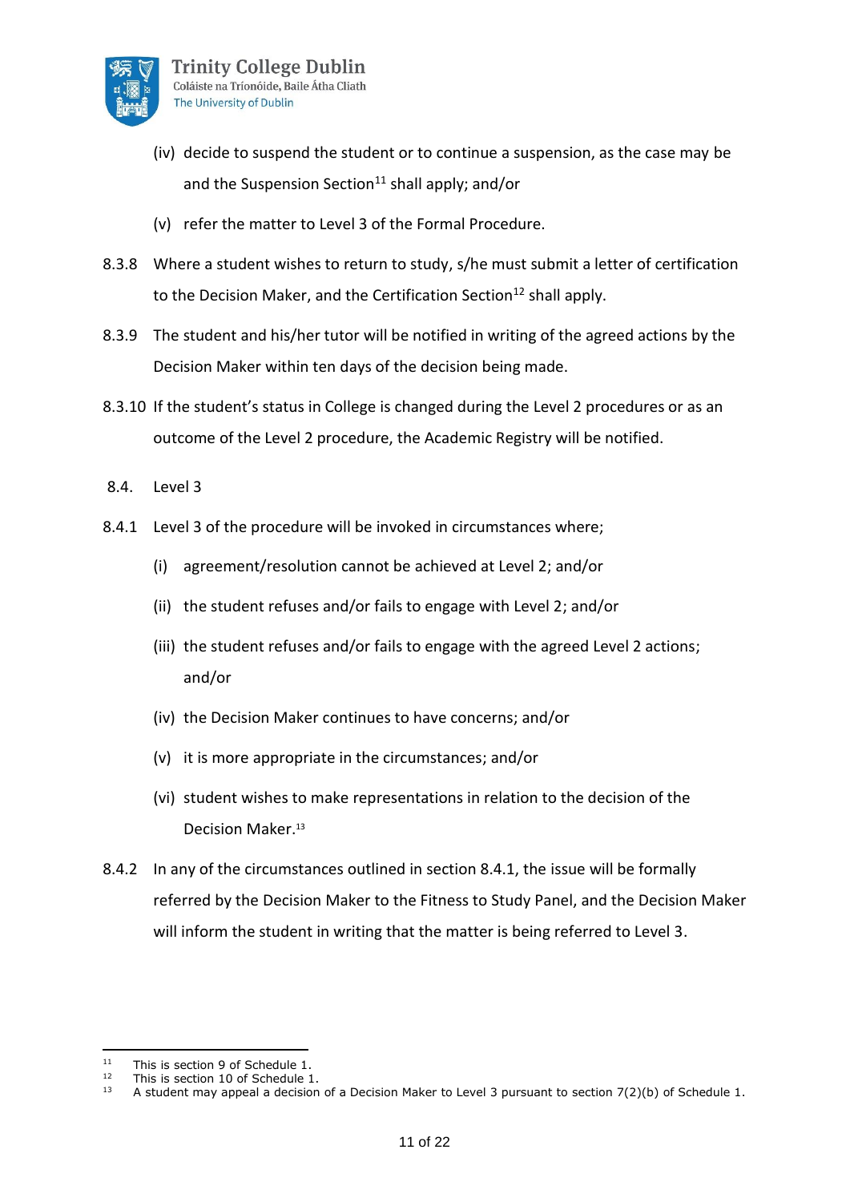(iv) decide to suspend the student or to continue a suspension, as the case may be and the Suspension Section[11] shall apply; and/or

(v) refer the matter to Level 3 of the Formal Procedure.

8.3.8 Where a student wishes to return to study, s/he must submit a letter of certification to the Decision Maker, and the Certification Section[12] shall apply.

8.3.9 The student and his/her tutor will be notified in writing of the agreed actions by the Decision Maker within ten days of the decision being made.

8.3.10 If the student's status in College is changed during the Level 2 procedures or as an outcome of the Level 2 procedure, the Academic Registry will be notified.

## 8.4. Level 3

8.4.1 Level 3 of the procedure will be invoked in circumstances where;

(i) agreement/resolution cannot be achieved at Level 2; and/or

(ii) the student refuses and/or fails to engage with Level 2; and/or

(iii) the student refuses and/or fails to engage with the agreed Level 2 actions; and/or

(iv) the Decision Maker continues to have concerns; and/or

(v) it is more appropriate in the circumstances; and/or

(vi) student wishes to make representations in relation to the decision of the Decision Maker.[13]

8.4.2 In any of the circumstances outlined in section 8.4.1, the issue will be formally referred by the Decision Maker to the Fitness to Study Panel, and the Decision Maker will inform the student in writing that the matter is being referred to Level 3.

---

[11] This is section 9 of Schedule 1.

[12] This is section 10 of Schedule 1.

[13] A student may appeal a decision of a Decision Maker to Level 3 pursuant to section 7(2)(b) of Schedule 1.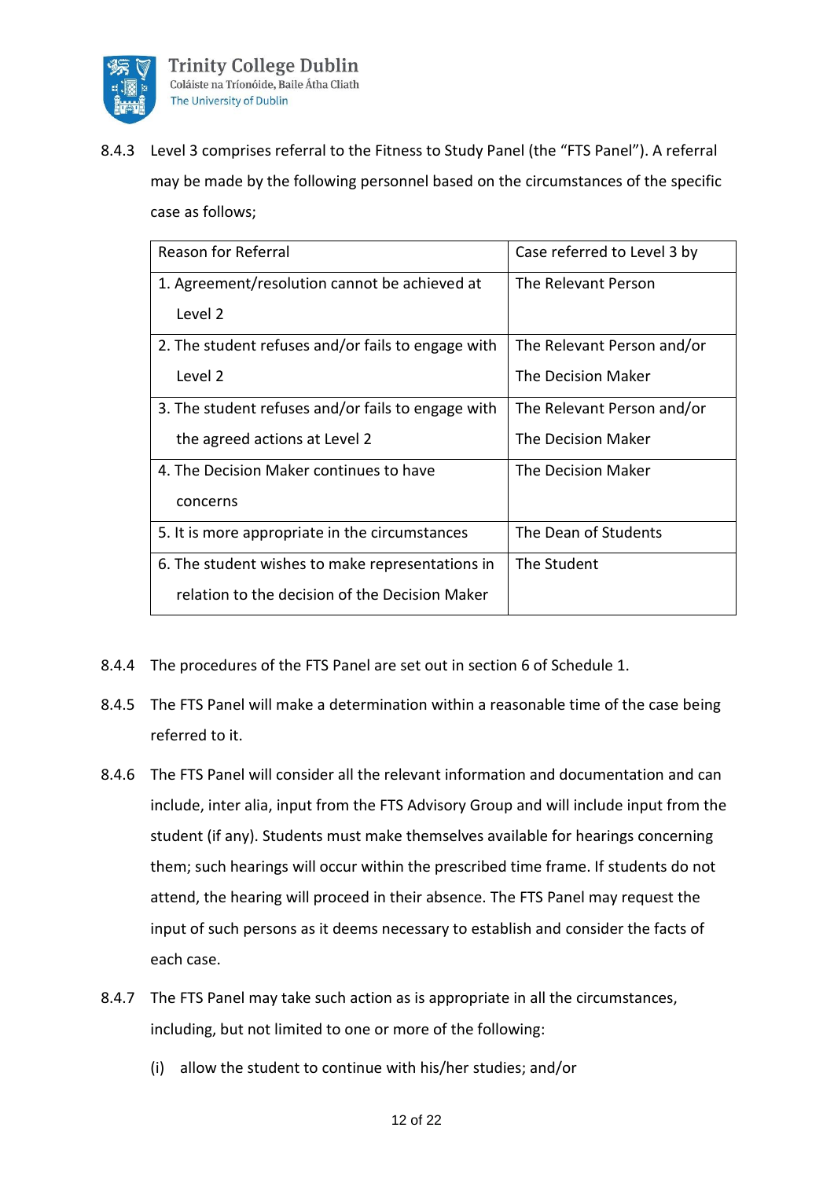8.4.3 Level 3 comprises referral to the Fitness to Study Panel (the "FTS Panel"). A referral may be made by the following personnel based on the circumstances of the specific case as follows;

| Reason for Referral | Case referred to Level 3 by |
|---|---|
| 1. Agreement/resolution cannot be achieved at Level 2 | The Relevant Person |
| 2. The student refuses and/or fails to engage with Level 2 | The Relevant Person and/or The Decision Maker |
| 3. The student refuses and/or fails to engage with the agreed actions at Level 2 | The Relevant Person and/or The Decision Maker |
| 4. The Decision Maker continues to have concerns | The Decision Maker |
| 5. It is more appropriate in the circumstances | The Dean of Students |
| 6. The student wishes to make representations in relation to the decision of the Decision Maker | The Student |

8.4.4 The procedures of the FTS Panel are set out in section 6 of Schedule 1.

8.4.5 The FTS Panel will make a determination within a reasonable time of the case being referred to it.

8.4.6 The FTS Panel will consider all the relevant information and documentation and can include, inter alia, input from the FTS Advisory Group and will include input from the student (if any). Students must make themselves available for hearings concerning them; such hearings will occur within the prescribed time frame. If students do not attend, the hearing will proceed in their absence. The FTS Panel may request the input of such persons as it deems necessary to establish and consider the facts of each case.

8.4.7 The FTS Panel may take such action as is appropriate in all the circumstances, including, but not limited to one or more of the following:

(i) allow the student to continue with his/her studies; and/or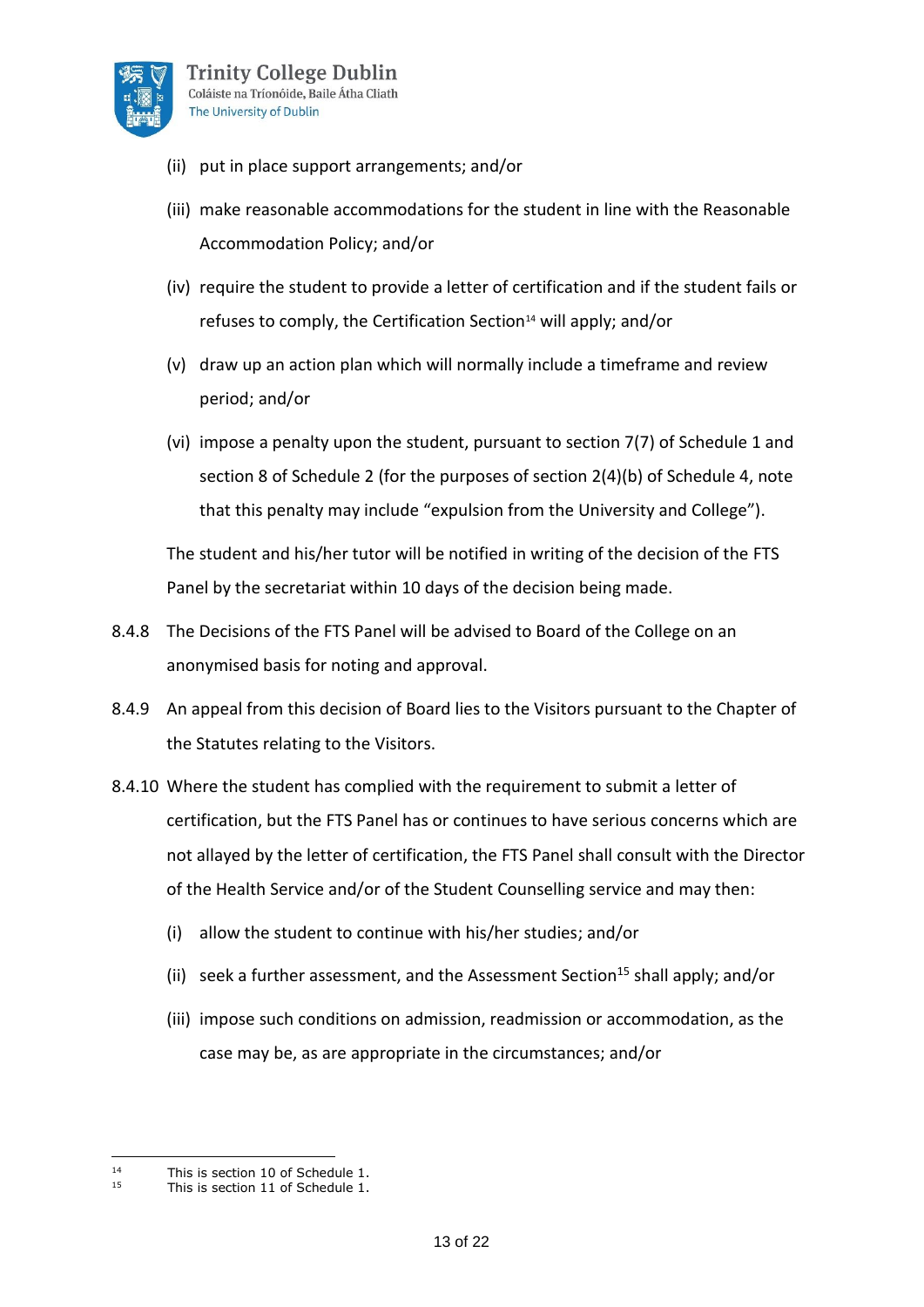(ii) put in place support arrangements; and/or

(iii) make reasonable accommodations for the student in line with the Reasonable Accommodation Policy; and/or

(iv) require the student to provide a letter of certification and if the student fails or refuses to comply, the Certification Section[14] will apply; and/or

(v) draw up an action plan which will normally include a timeframe and review period; and/or

(vi) impose a penalty upon the student, pursuant to section 7(7) of Schedule 1 and section 8 of Schedule 2 (for the purposes of section 2(4)(b) of Schedule 4, note that this penalty may include "expulsion from the University and College").

The student and his/her tutor will be notified in writing of the decision of the FTS Panel by the secretariat within 10 days of the decision being made.

8.4.8 The Decisions of the FTS Panel will be advised to Board of the College on an anonymised basis for noting and approval.

8.4.9 An appeal from this decision of Board lies to the Visitors pursuant to the Chapter of the Statutes relating to the Visitors.

8.4.10 Where the student has complied with the requirement to submit a letter of certification, but the FTS Panel has or continues to have serious concerns which are not allayed by the letter of certification, the FTS Panel shall consult with the Director of the Health Service and/or of the Student Counselling service and may then:

(i) allow the student to continue with his/her studies; and/or

(ii) seek a further assessment, and the Assessment Section[15] shall apply; and/or

(iii) impose such conditions on admission, readmission or accommodation, as the case may be, as are appropriate in the circumstances; and/or

---

[14] This is section 10 of Schedule 1.

[15] This is section 11 of Schedule 1.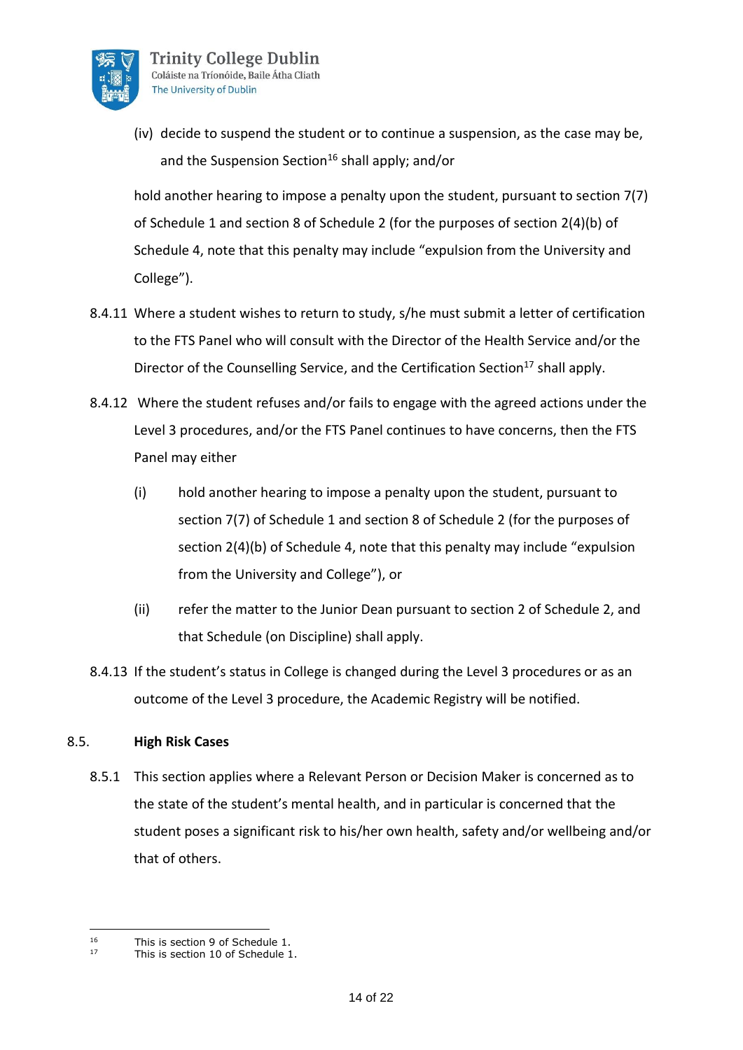(iv) decide to suspend the student or to continue a suspension, as the case may be, and the Suspension Section[16] shall apply; and/or

hold another hearing to impose a penalty upon the student, pursuant to section 7(7) of Schedule 1 and section 8 of Schedule 2 (for the purposes of section 2(4)(b) of Schedule 4, note that this penalty may include "expulsion from the University and College").

8.4.11 Where a student wishes to return to study, s/he must submit a letter of certification to the FTS Panel who will consult with the Director of the Health Service and/or the Director of the Counselling Service, and the Certification Section[17] shall apply.

8.4.12 Where the student refuses and/or fails to engage with the agreed actions under the Level 3 procedures, and/or the FTS Panel continues to have concerns, then the FTS Panel may either

(i) hold another hearing to impose a penalty upon the student, pursuant to section 7(7) of Schedule 1 and section 8 of Schedule 2 (for the purposes of section 2(4)(b) of Schedule 4, note that this penalty may include "expulsion from the University and College"), or

(ii) refer the matter to the Junior Dean pursuant to section 2 of Schedule 2, and that Schedule (on Discipline) shall apply.

8.4.13 If the student's status in College is changed during the Level 3 procedures or as an outcome of the Level 3 procedure, the Academic Registry will be notified.

## 8.5. High Risk Cases

8.5.1 This section applies where a Relevant Person or Decision Maker is concerned as to the state of the student's mental health, and in particular is concerned that the student poses a significant risk to his/her own health, safety and/or wellbeing and/or that of others.

---

[16] This is section 9 of Schedule 1.

[17] This is section 10 of Schedule 1.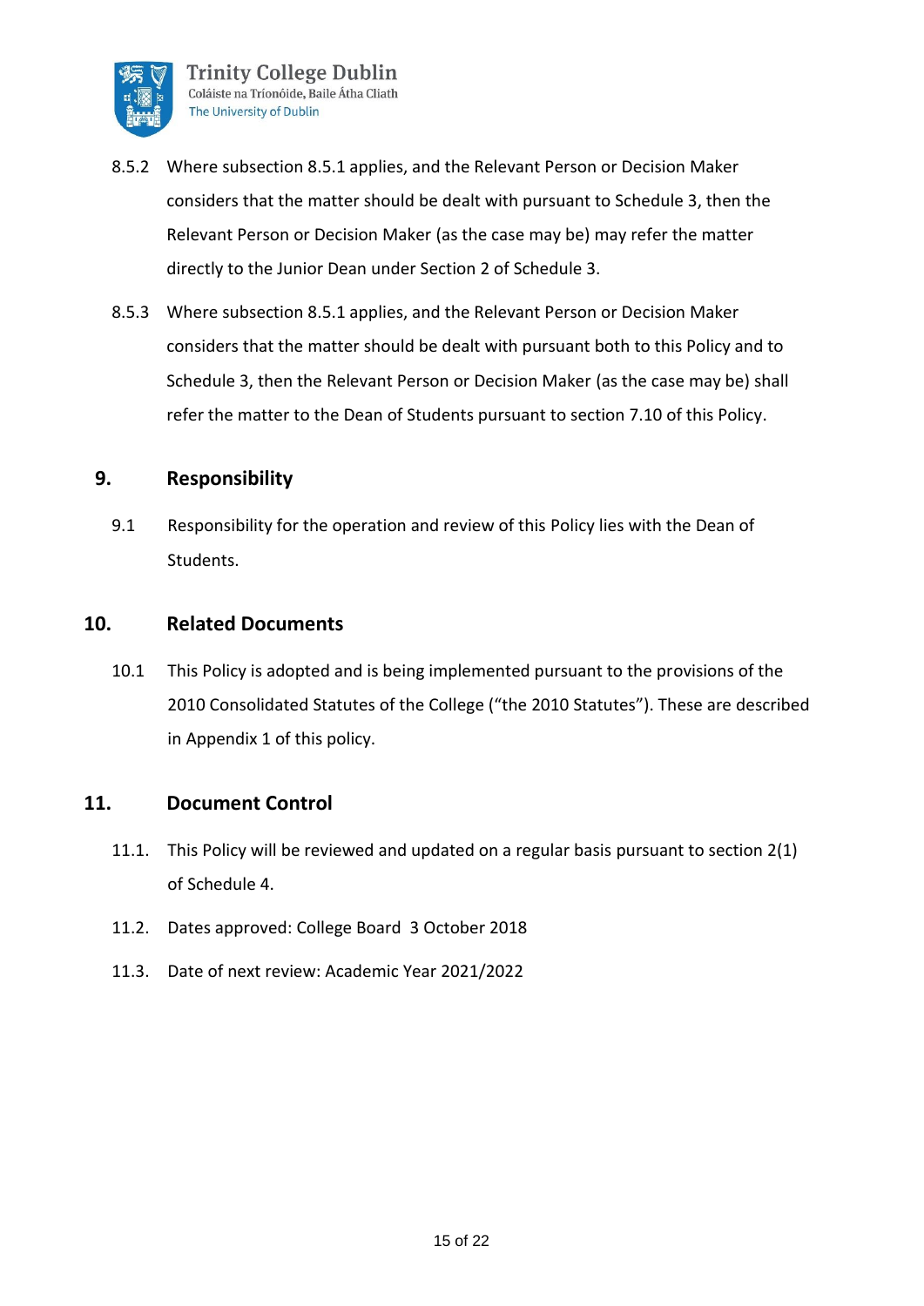8.5.2 Where subsection 8.5.1 applies, and the Relevant Person or Decision Maker considers that the matter should be dealt with pursuant to Schedule 3, then the Relevant Person or Decision Maker (as the case may be) may refer the matter directly to the Junior Dean under Section 2 of Schedule 3.

8.5.3 Where subsection 8.5.1 applies, and the Relevant Person or Decision Maker considers that the matter should be dealt with pursuant both to this Policy and to Schedule 3, then the Relevant Person or Decision Maker (as the case may be) shall refer the matter to the Dean of Students pursuant to section 7.10 of this Policy.

## 9. Responsibility

9.1 Responsibility for the operation and review of this Policy lies with the Dean of Students.

## 10. Related Documents

10.1 This Policy is adopted and is being implemented pursuant to the provisions of the 2010 Consolidated Statutes of the College ("the 2010 Statutes"). These are described in Appendix 1 of this policy.

## 11. Document Control

11.1. This Policy will be reviewed and updated on a regular basis pursuant to section 2(1) of Schedule 4.

11.2. Dates approved: College Board 3 October 2018

11.3. Date of next review: Academic Year 2021/2022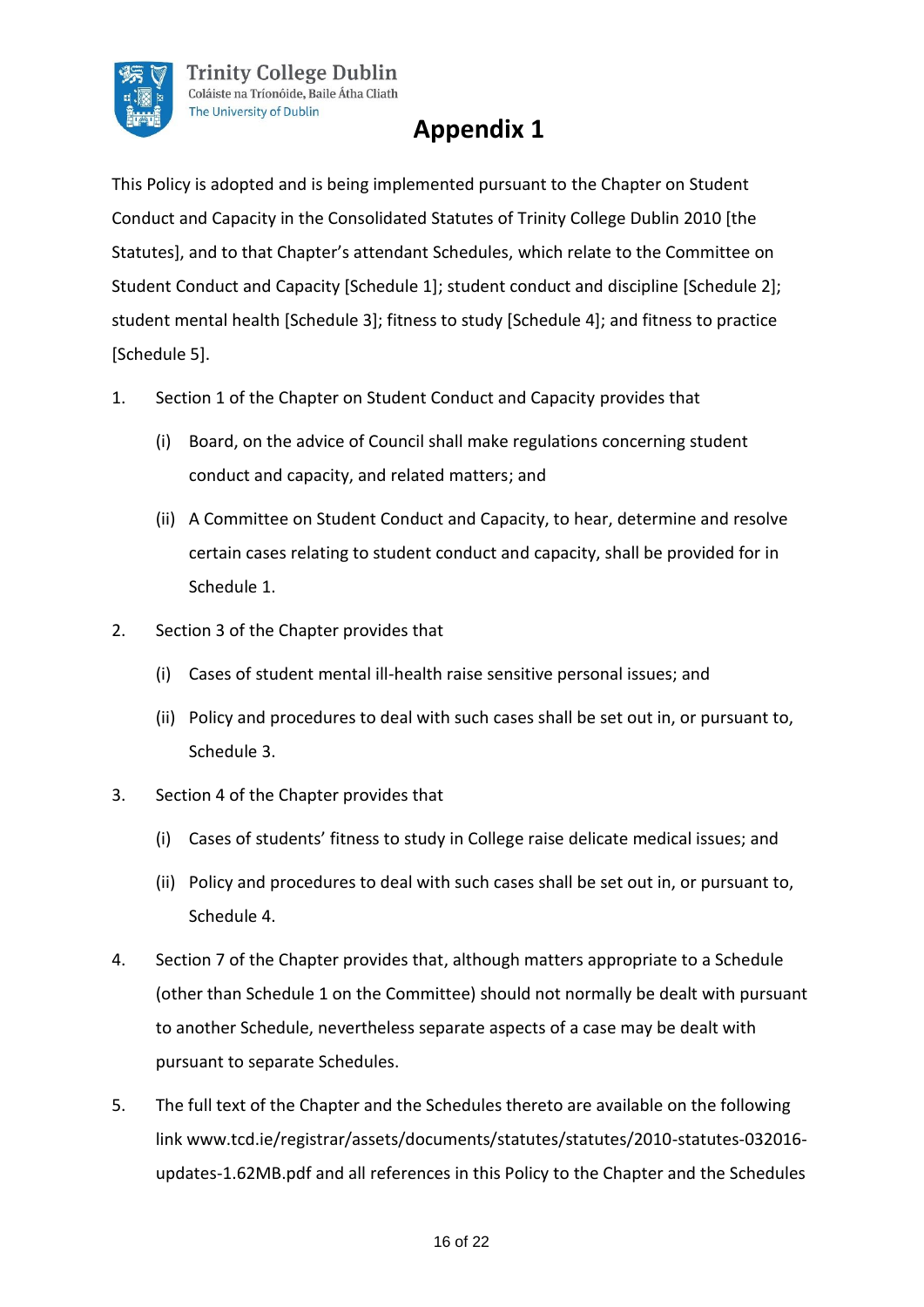# Appendix 1

This Policy is adopted and is being implemented pursuant to the Chapter on Student Conduct and Capacity in the Consolidated Statutes of Trinity College Dublin 2010 [the Statutes], and to that Chapter's attendant Schedules, which relate to the Committee on Student Conduct and Capacity [Schedule 1]; student conduct and discipline [Schedule 2]; student mental health [Schedule 3]; fitness to study [Schedule 4]; and fitness to practice [Schedule 5].

1. Section 1 of the Chapter on Student Conduct and Capacity provides that
   - (i) Board, on the advice of Council shall make regulations concerning student conduct and capacity, and related matters; and
   - (ii) A Committee on Student Conduct and Capacity, to hear, determine and resolve certain cases relating to student conduct and capacity, shall be provided for in Schedule 1.
2. Section 3 of the Chapter provides that
   - (i) Cases of student mental ill-health raise sensitive personal issues; and
   - (ii) Policy and procedures to deal with such cases shall be set out in, or pursuant to, Schedule 3.
3. Section 4 of the Chapter provides that
   - (i) Cases of students' fitness to study in College raise delicate medical issues; and
   - (ii) Policy and procedures to deal with such cases shall be set out in, or pursuant to, Schedule 4.
4. Section 7 of the Chapter provides that, although matters appropriate to a Schedule (other than Schedule 1 on the Committee) should not normally be dealt with pursuant to another Schedule, nevertheless separate aspects of a case may be dealt with pursuant to separate Schedules.
5. The full text of the Chapter and the Schedules thereto are available on the following link www.tcd.ie/registrar/assets/documents/statutes/statutes/2010-statutes-032016-updates-1.62MB.pdf and all references in this Policy to the Chapter and the Schedules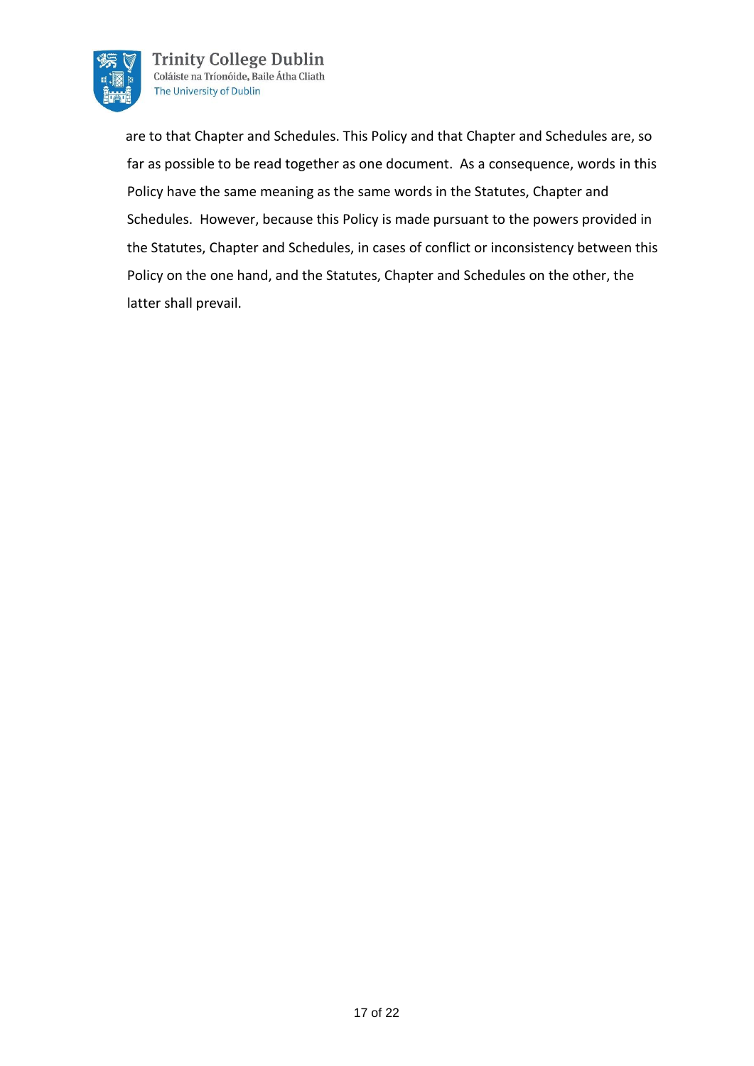are to that Chapter and Schedules. This Policy and that Chapter and Schedules are, so far as possible to be read together as one document. As a consequence, words in this Policy have the same meaning as the same words in the Statutes, Chapter and Schedules. However, because this Policy is made pursuant to the powers provided in the Statutes, Chapter and Schedules, in cases of conflict or inconsistency between this Policy on the one hand, and the Statutes, Chapter and Schedules on the other, the latter shall prevail.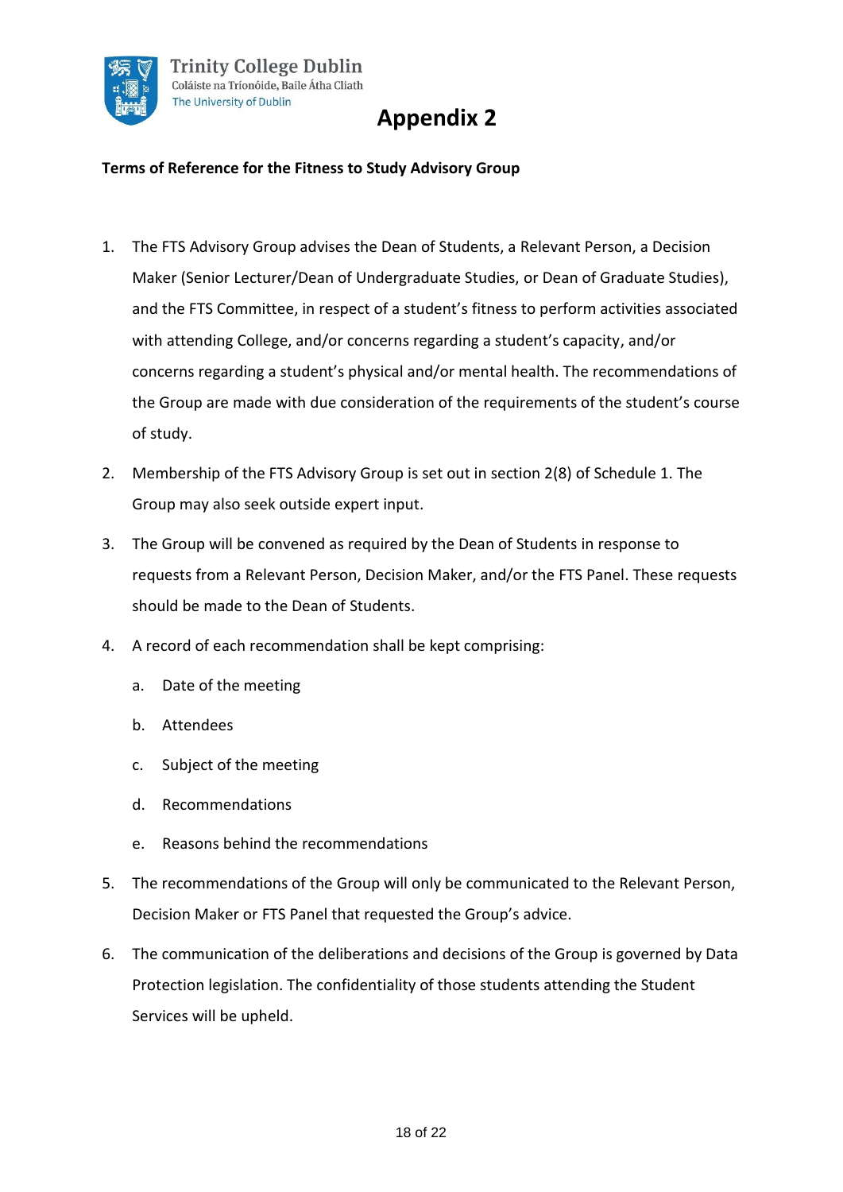# Appendix 2

**Terms of Reference for the Fitness to Study Advisory Group**

1. The FTS Advisory Group advises the Dean of Students, a Relevant Person, a Decision Maker (Senior Lecturer/Dean of Undergraduate Studies, or Dean of Graduate Studies), and the FTS Committee, in respect of a student's fitness to perform activities associated with attending College, and/or concerns regarding a student's capacity, and/or concerns regarding a student's physical and/or mental health. The recommendations of the Group are made with due consideration of the requirements of the student's course of study.
2. Membership of the FTS Advisory Group is set out in section 2(8) of Schedule 1. The Group may also seek outside expert input.
3. The Group will be convened as required by the Dean of Students in response to requests from a Relevant Person, Decision Maker, and/or the FTS Panel. These requests should be made to the Dean of Students.
4. A record of each recommendation shall be kept comprising:
   a. Date of the meeting
   b. Attendees
   c. Subject of the meeting
   d. Recommendations
   e. Reasons behind the recommendations
5. The recommendations of the Group will only be communicated to the Relevant Person, Decision Maker or FTS Panel that requested the Group's advice.
6. The communication of the deliberations and decisions of the Group is governed by Data Protection legislation. The confidentiality of those students attending the Student Services will be upheld.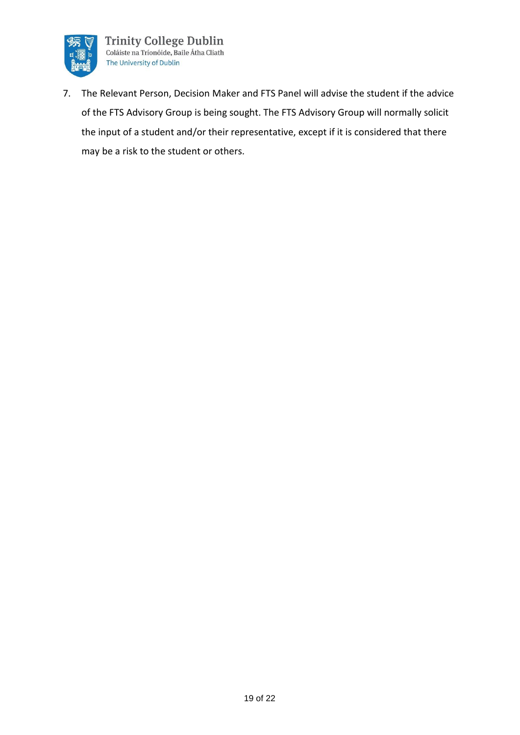7. The Relevant Person, Decision Maker and FTS Panel will advise the student if the advice of the FTS Advisory Group is being sought. The FTS Advisory Group will normally solicit the input of a student and/or their representative, except if it is considered that there may be a risk to the student or others.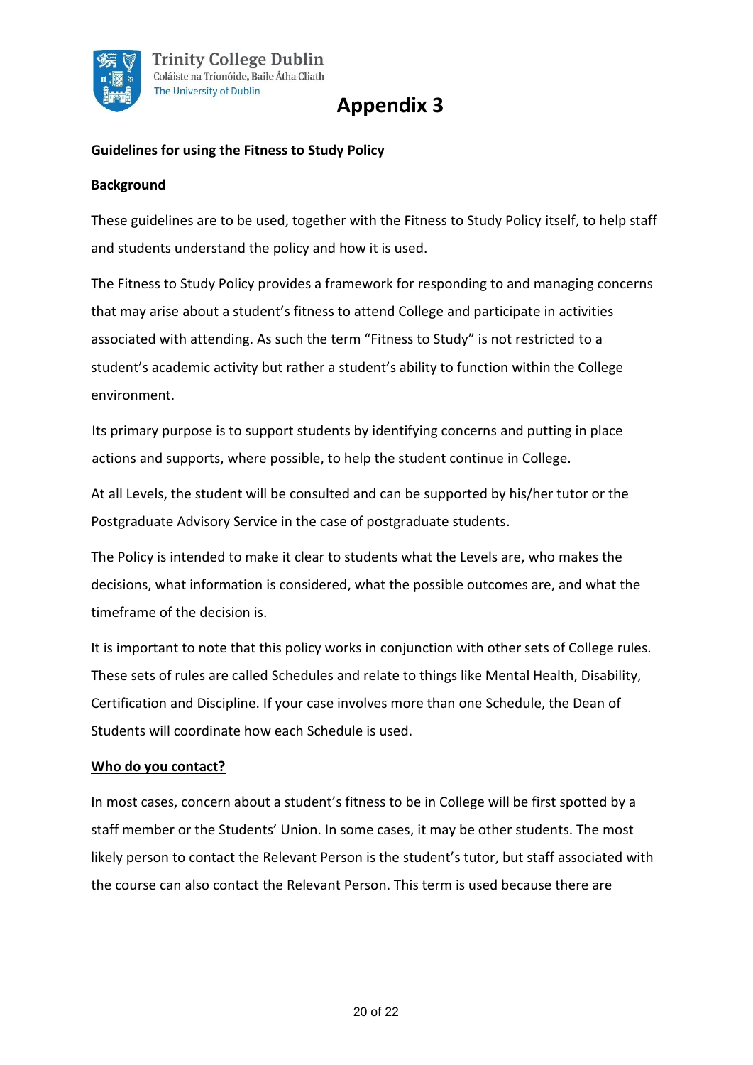# Appendix 3

**Guidelines for using the Fitness to Study Policy**

**Background**

These guidelines are to be used, together with the Fitness to Study Policy itself, to help staff and students understand the policy and how it is used.

The Fitness to Study Policy provides a framework for responding to and managing concerns that may arise about a student's fitness to attend College and participate in activities associated with attending. As such the term "Fitness to Study" is not restricted to a student's academic activity but rather a student's ability to function within the College environment.

Its primary purpose is to support students by identifying concerns and putting in place actions and supports, where possible, to help the student continue in College.

At all Levels, the student will be consulted and can be supported by his/her tutor or the Postgraduate Advisory Service in the case of postgraduate students.

The Policy is intended to make it clear to students what the Levels are, who makes the decisions, what information is considered, what the possible outcomes are, and what the timeframe of the decision is.

It is important to note that this policy works in conjunction with other sets of College rules. These sets of rules are called Schedules and relate to things like Mental Health, Disability, Certification and Discipline. If your case involves more than one Schedule, the Dean of Students will coordinate how each Schedule is used.

**Who do you contact?**

In most cases, concern about a student's fitness to be in College will be first spotted by a staff member or the Students' Union. In some cases, it may be other students. The most likely person to contact the Relevant Person is the student's tutor, but staff associated with the course can also contact the Relevant Person. This term is used because there are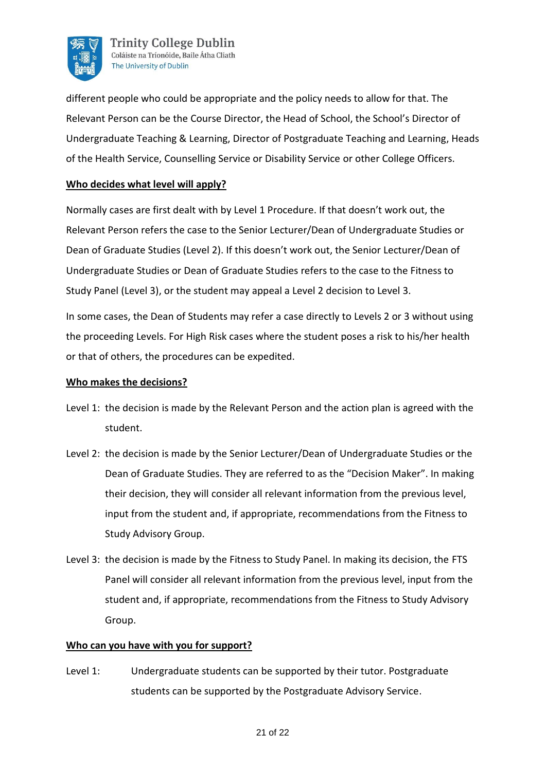different people who could be appropriate and the policy needs to allow for that. The Relevant Person can be the Course Director, the Head of School, the School's Director of Undergraduate Teaching & Learning, Director of Postgraduate Teaching and Learning, Heads of the Health Service, Counselling Service or Disability Service or other College Officers.

**Who decides what level will apply?**

Normally cases are first dealt with by Level 1 Procedure. If that doesn't work out, the Relevant Person refers the case to the Senior Lecturer/Dean of Undergraduate Studies or Dean of Graduate Studies (Level 2). If this doesn't work out, the Senior Lecturer/Dean of Undergraduate Studies or Dean of Graduate Studies refers to the case to the Fitness to Study Panel (Level 3), or the student may appeal a Level 2 decision to Level 3.

In some cases, the Dean of Students may refer a case directly to Levels 2 or 3 without using the proceeding Levels. For High Risk cases where the student poses a risk to his/her health or that of others, the procedures can be expedited.

**Who makes the decisions?**

Level 1: the decision is made by the Relevant Person and the action plan is agreed with the student.

Level 2: the decision is made by the Senior Lecturer/Dean of Undergraduate Studies or the Dean of Graduate Studies. They are referred to as the "Decision Maker". In making their decision, they will consider all relevant information from the previous level, input from the student and, if appropriate, recommendations from the Fitness to Study Advisory Group.

Level 3: the decision is made by the Fitness to Study Panel. In making its decision, the FTS Panel will consider all relevant information from the previous level, input from the student and, if appropriate, recommendations from the Fitness to Study Advisory Group.

**Who can you have with you for support?**

Level 1: Undergraduate students can be supported by their tutor. Postgraduate students can be supported by the Postgraduate Advisory Service.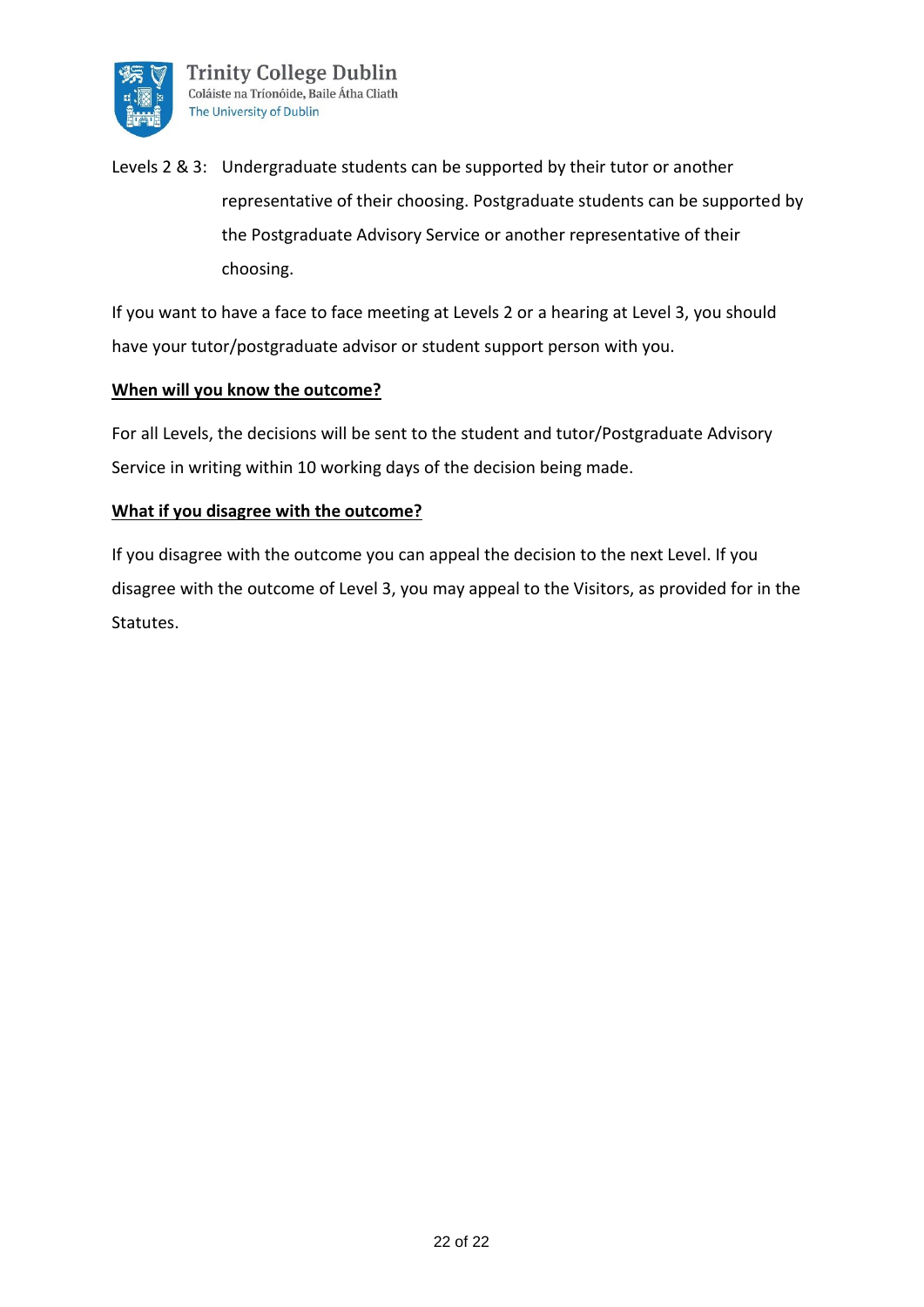Levels 2 & 3: Undergraduate students can be supported by their tutor or another representative of their choosing. Postgraduate students can be supported by the Postgraduate Advisory Service or another representative of their choosing.

If you want to have a face to face meeting at Levels 2 or a hearing at Level 3, you should have your tutor/postgraduate advisor or student support person with you.

**When will you know the outcome?**

For all Levels, the decisions will be sent to the student and tutor/Postgraduate Advisory Service in writing within 10 working days of the decision being made.

**What if you disagree with the outcome?**

If you disagree with the outcome you can appeal the decision to the next Level. If you disagree with the outcome of Level 3, you may appeal to the Visitors, as provided for in the Statutes.